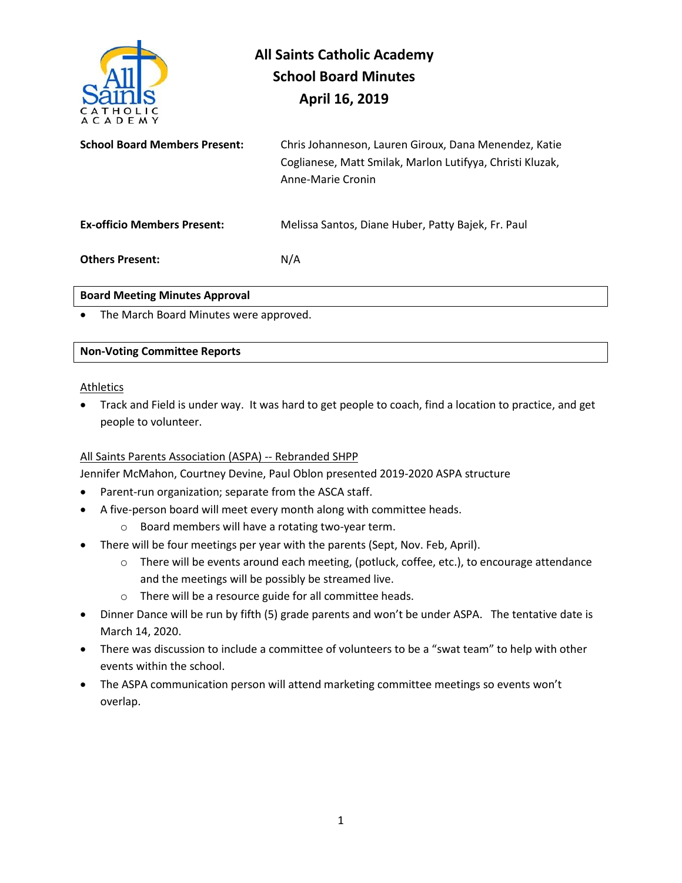# All Saints Catholic Academy
## School Board Minutes
## April 16, 2019

**School Board Members Present:** Chris Johanneson, Lauren Giroux, Dana Menendez, Katie Coglianese, Matt Smilak, Marlon Lutifyya, Christi Kluzak, Anne-Marie Cronin

**Ex-officio Members Present:** Melissa Santos, Diane Huber, Patty Bajek, Fr. Paul

**Others Present:** N/A

### Board Meeting Minutes Approval

- The March Board Minutes were approved.

### Non-Voting Committee Reports

Athletics

- Track and Field is under way. It was hard to get people to coach, find a location to practice, and get people to volunteer.

All Saints Parents Association (ASPA) -- Rebranded SHPP

Jennifer McMahon, Courtney Devine, Paul Oblon presented 2019-2020 ASPA structure

- Parent-run organization; separate from the ASCA staff.
- A five-person board will meet every month along with committee heads.
  - Board members will have a rotating two-year term.
- There will be four meetings per year with the parents (Sept, Nov. Feb, April).
  - There will be events around each meeting, (potluck, coffee, etc.), to encourage attendance and the meetings will be possibly be streamed live.
  - There will be a resource guide for all committee heads.
- Dinner Dance will be run by fifth (5) grade parents and won't be under ASPA. The tentative date is March 14, 2020.
- There was discussion to include a committee of volunteers to be a "swat team" to help with other events within the school.
- The ASPA communication person will attend marketing committee meetings so events won't overlap.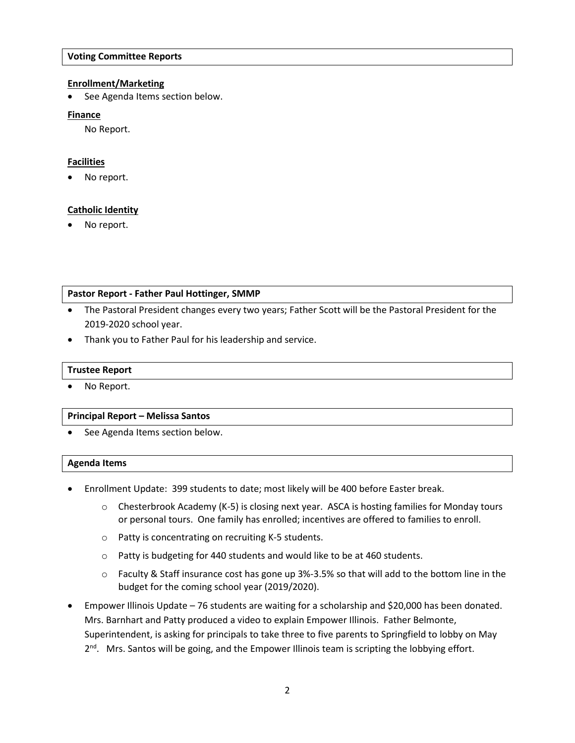## Voting Committee Reports

### Enrollment/Marketing

- See Agenda Items section below.

### Finance

No Report.

### Facilities

- No report.

### Catholic Identity

- No report.

## Pastor Report - Father Paul Hottinger, SMMP

- The Pastoral President changes every two years; Father Scott will be the Pastoral President for the 2019-2020 school year.
- Thank you to Father Paul for his leadership and service.

## Trustee Report

- No Report.

## Principal Report – Melissa Santos

- See Agenda Items section below.

## Agenda Items

- Enrollment Update: 399 students to date; most likely will be 400 before Easter break.
  - Chesterbrook Academy (K-5) is closing next year. ASCA is hosting families for Monday tours or personal tours. One family has enrolled; incentives are offered to families to enroll.
  - Patty is concentrating on recruiting K-5 students.
  - Patty is budgeting for 440 students and would like to be at 460 students.
  - Faculty & Staff insurance cost has gone up 3%-3.5% so that will add to the bottom line in the budget for the coming school year (2019/2020).
- Empower Illinois Update – 76 students are waiting for a scholarship and $20,000 has been donated. Mrs. Barnhart and Patty produced a video to explain Empower Illinois. Father Belmonte, Superintendent, is asking for principals to take three to five parents to Springfield to lobby on May 2nd. Mrs. Santos will be going, and the Empower Illinois team is scripting the lobbying effort.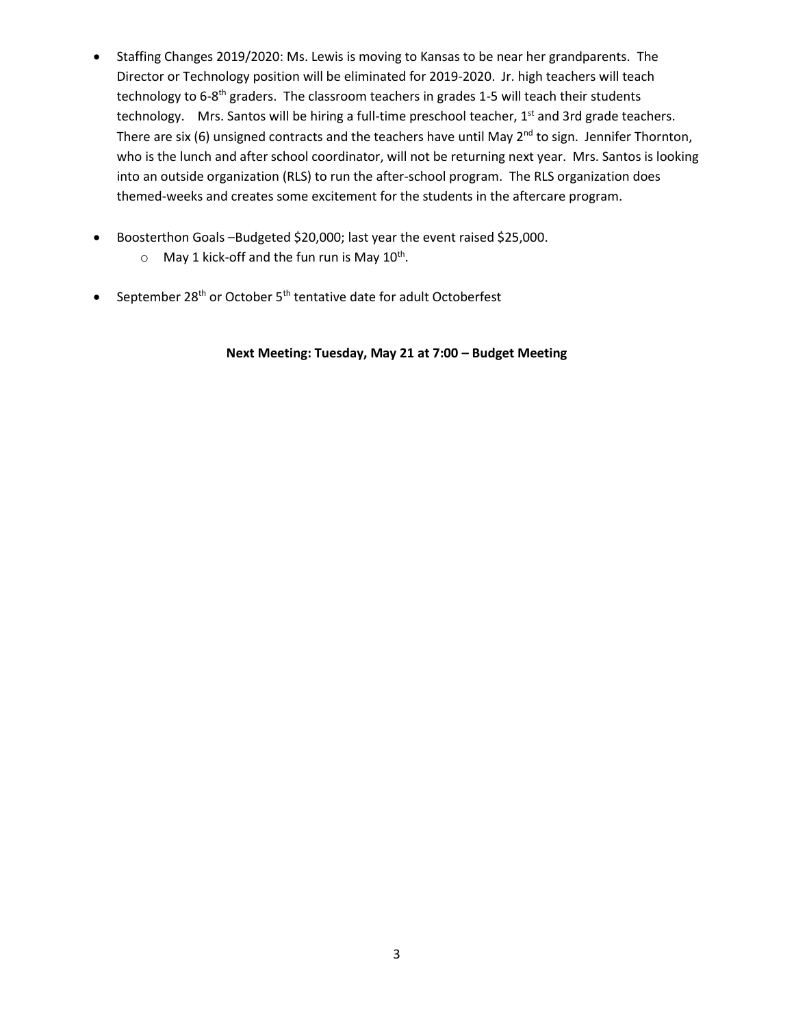- Staffing Changes 2019/2020: Ms. Lewis is moving to Kansas to be near her grandparents. The Director or Technology position will be eliminated for 2019-2020. Jr. high teachers will teach technology to 6-8th graders. The classroom teachers in grades 1-5 will teach their students technology. Mrs. Santos will be hiring a full-time preschool teacher, 1st and 3rd grade teachers. There are six (6) unsigned contracts and the teachers have until May 2nd to sign. Jennifer Thornton, who is the lunch and after school coordinator, will not be returning next year. Mrs. Santos is looking into an outside organization (RLS) to run the after-school program. The RLS organization does themed-weeks and creates some excitement for the students in the aftercare program.

- Boosterthon Goals –Budgeted $20,000; last year the event raised $25,000.
  - May 1 kick-off and the fun run is May 10th.

- September 28th or October 5th tentative date for adult Octoberfest

**Next Meeting: Tuesday, May 21 at 7:00 – Budget Meeting**